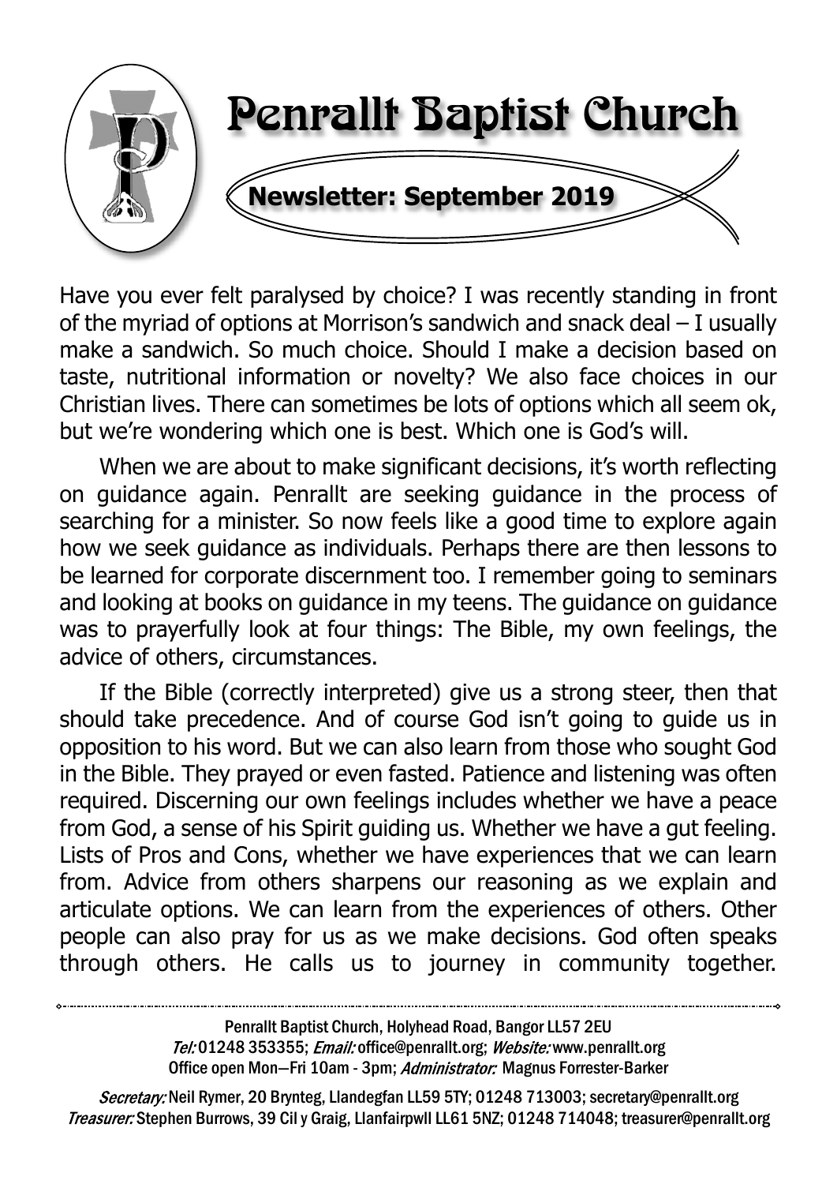# Penrallt Baptist Church

**Newsletter: September 2019**

Have you ever felt paralysed by choice? I was recently standing in front of the myriad of options at Morrison's sandwich and snack deal – I usually make a sandwich. So much choice. Should I make a decision based on taste, nutritional information or novelty? We also face choices in our Christian lives. There can sometimes be lots of options which all seem ok, but we're wondering which one is best. Which one is God's will.

When we are about to make significant decisions, it's worth reflecting on guidance again. Penrallt are seeking guidance in the process of searching for a minister. So now feels like a good time to explore again how we seek guidance as individuals. Perhaps there are then lessons to be learned for corporate discernment too. I remember going to seminars and looking at books on guidance in my teens. The guidance on guidance was to prayerfully look at four things: The Bible, my own feelings, the advice of others, circumstances.

If the Bible (correctly interpreted) give us a strong steer, then that should take precedence. And of course God isn't going to guide us in opposition to his word. But we can also learn from those who sought God in the Bible. They prayed or even fasted. Patience and listening was often required. Discerning our own feelings includes whether we have a peace from God, a sense of his Spirit guiding us. Whether we have a gut feeling. Lists of Pros and Cons, whether we have experiences that we can learn from. Advice from others sharpens our reasoning as we explain and articulate options. We can learn from the experiences of others. Other people can also pray for us as we make decisions. God often speaks through others. He calls us to journey in community together.

---

Penrallt Baptist Church, Holyhead Road, Bangor LL57 2EU
*Tel:* 01248 353355; *Email:* office@penrallt.org; *Website:* www.penrallt.org
Office open Mon—Fri 10am - 3pm; *Administrator:* Magnus Forrester-Barker

*Secretary:* Neil Rymer, 20 Brynteg, Llandegfan LL59 5TY; 01248 713003; secretary@penrallt.org
*Treasurer:* Stephen Burrows, 39 Cil y Graig, Llanfairpwll LL61 5NZ; 01248 714048; treasurer@penrallt.org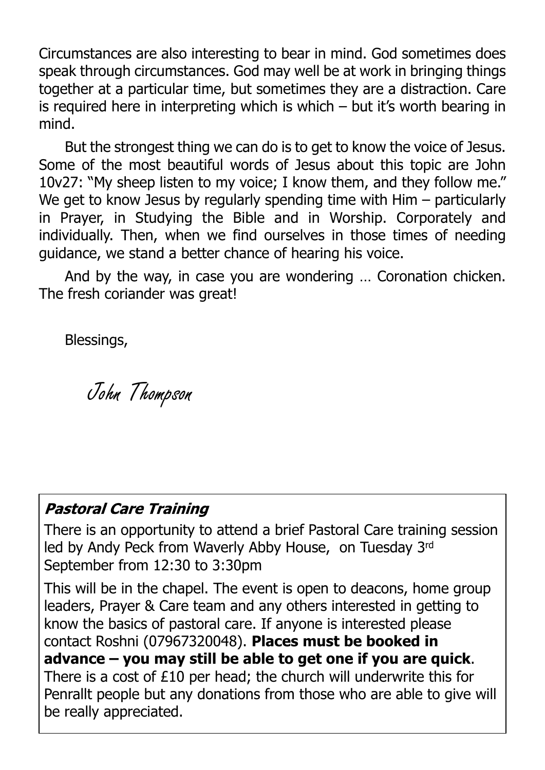Circumstances are also interesting to bear in mind. God sometimes does speak through circumstances. God may well be at work in bringing things together at a particular time, but sometimes they are a distraction. Care is required here in interpreting which is which – but it's worth bearing in mind.

But the strongest thing we can do is to get to know the voice of Jesus. Some of the most beautiful words of Jesus about this topic are John 10v27: "My sheep listen to my voice; I know them, and they follow me." We get to know Jesus by regularly spending time with Him – particularly in Prayer, in Studying the Bible and in Worship. Corporately and individually. Then, when we find ourselves in those times of needing guidance, we stand a better chance of hearing his voice.

And by the way, in case you are wondering … Coronation chicken. The fresh coriander was great!

Blessings,

*John Thompson*

### *Pastoral Care Training*

There is an opportunity to attend a brief Pastoral Care training session led by Andy Peck from Waverly Abby House, on Tuesday 3rd September from 12:30 to 3:30pm

This will be in the chapel. The event is open to deacons, home group leaders, Prayer & Care team and any others interested in getting to know the basics of pastoral care. If anyone is interested please contact Roshni (07967320048). **Places must be booked in advance – you may still be able to get one if you are quick**. There is a cost of £10 per head; the church will underwrite this for Penrallt people but any donations from those who are able to give will be really appreciated.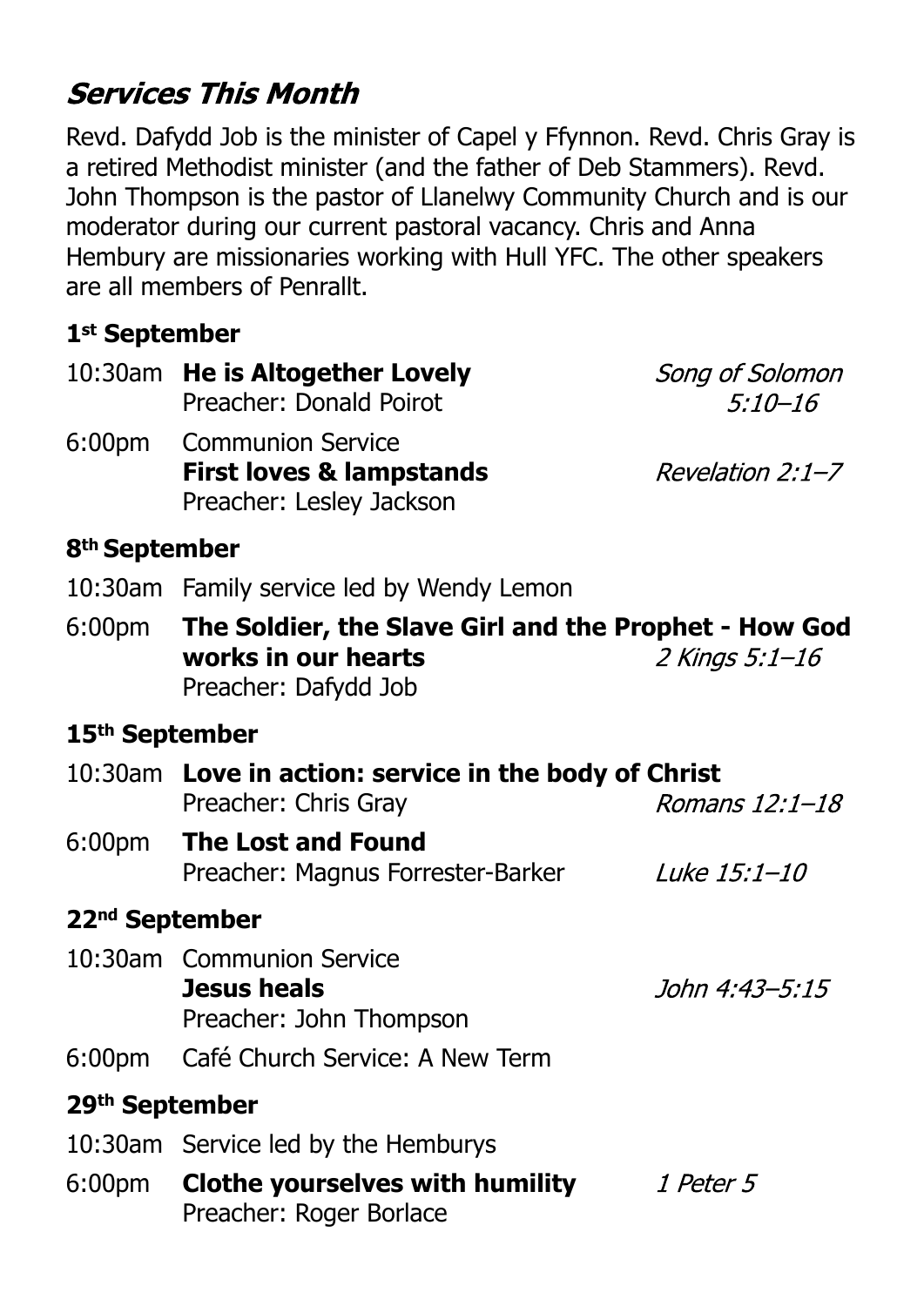## *Services This Month*

Revd. Dafydd Job is the minister of Capel y Ffynnon. Revd. Chris Gray is a retired Methodist minister (and the father of Deb Stammers). Revd. John Thompson is the pastor of Llanelwy Community Church and is our moderator during our current pastoral vacancy. Chris and Anna Hembury are missionaries working with Hull YFC. The other speakers are all members of Penrallt.

### 1st September

10:30am **He is Altogether Lovely** — *Song of Solomon 5:10–16*
Preacher: Donald Poirot

6:00pm Communion Service
**First loves & lampstands** — *Revelation 2:1–7*
Preacher: Lesley Jackson

### 8th September

10:30am Family service led by Wendy Lemon

6:00pm **The Soldier, the Slave Girl and the Prophet - How God works in our hearts** — *2 Kings 5:1–16*
Preacher: Dafydd Job

### 15th September

10:30am **Love in action: service in the body of Christ** — *Romans 12:1–18*
Preacher: Chris Gray

6:00pm **The Lost and Found** — *Luke 15:1–10*
Preacher: Magnus Forrester-Barker

### 22nd September

10:30am Communion Service
**Jesus heals** — *John 4:43–5:15*
Preacher: John Thompson

6:00pm Café Church Service: A New Term

### 29th September

10:30am Service led by the Hemburys

6:00pm **Clothe yourselves with humility** — *1 Peter 5*
Preacher: Roger Borlace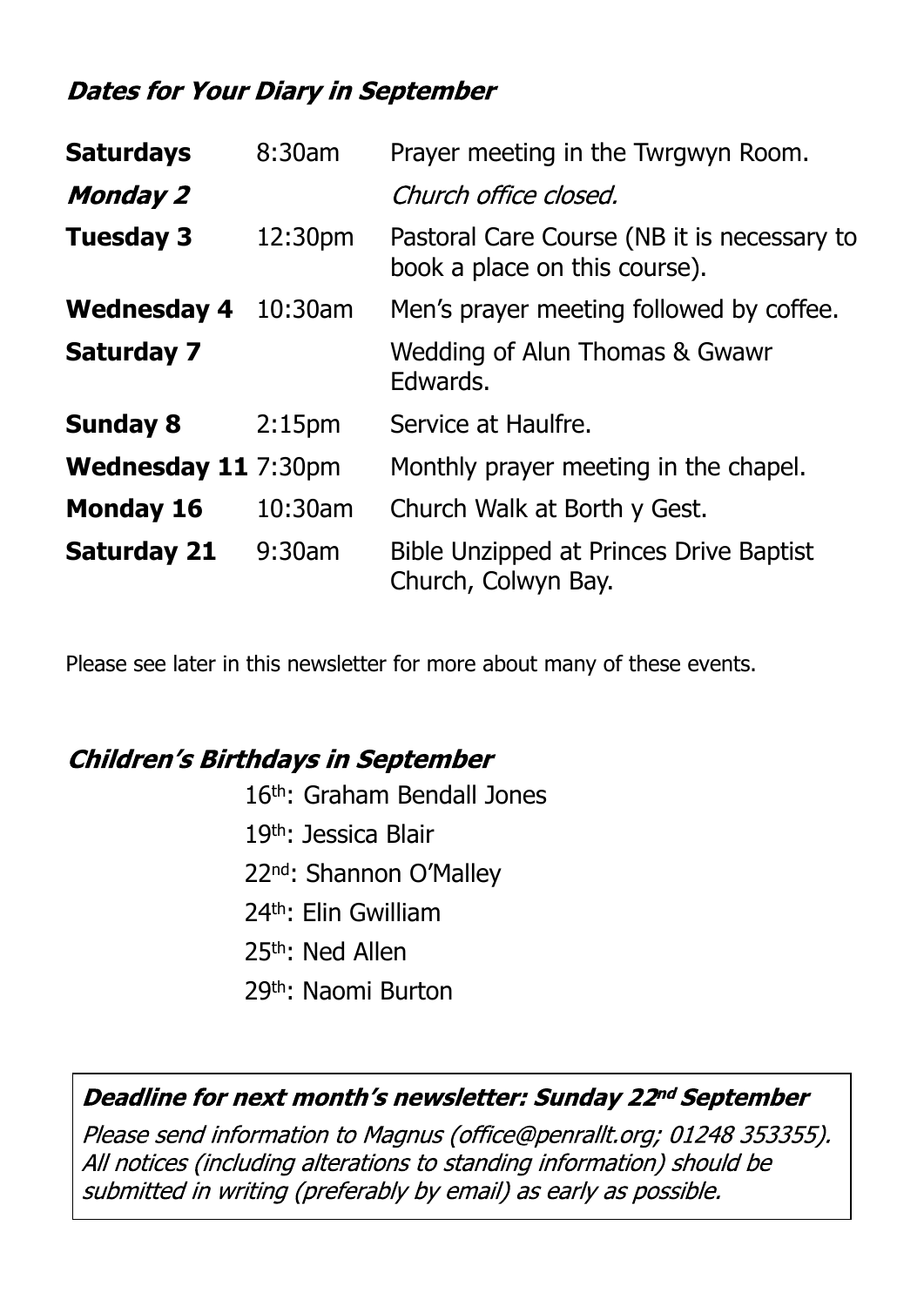### *Dates for Your Diary in September*

| | | |
|---|---|---|
| **Saturdays** | 8:30am | Prayer meeting in the Twrgwyn Room. |
| ***Monday 2*** | | *Church office closed.* |
| **Tuesday 3** | 12:30pm | Pastoral Care Course (NB it is necessary to book a place on this course). |
| **Wednesday 4** | 10:30am | Men's prayer meeting followed by coffee. |
| **Saturday 7** | | Wedding of Alun Thomas & Gwawr Edwards. |
| **Sunday 8** | 2:15pm | Service at Haulfre. |
| **Wednesday 11** | 7:30pm | Monthly prayer meeting in the chapel. |
| **Monday 16** | 10:30am | Church Walk at Borth y Gest. |
| **Saturday 21** | 9:30am | Bible Unzipped at Princes Drive Baptist Church, Colwyn Bay. |

Please see later in this newsletter for more about many of these events.

### *Children's Birthdays in September*

16th: Graham Bendall Jones

19th: Jessica Blair

22nd: Shannon O'Malley

24th: Elin Gwilliam

25th: Ned Allen

29th: Naomi Burton

***Deadline for next month's newsletter: Sunday 22nd September***

*Please send information to Magnus (office@penrallt.org; 01248 353355). All notices (including alterations to standing information) should be submitted in writing (preferably by email) as early as possible.*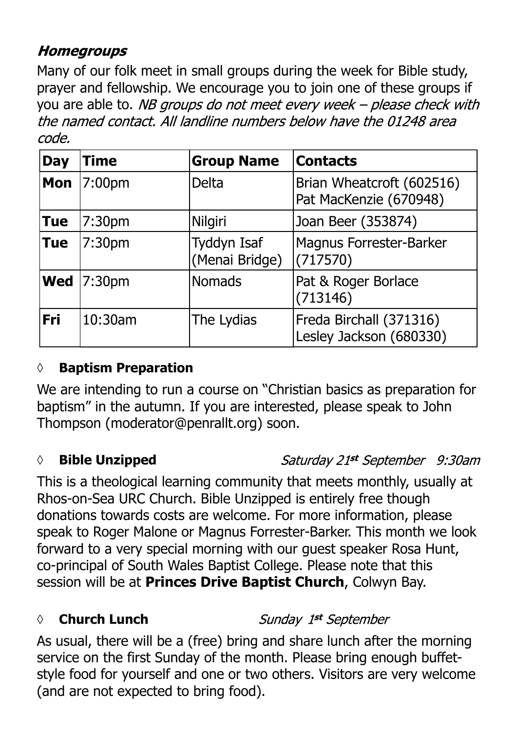### *Homegroups*

Many of our folk meet in small groups during the week for Bible study, prayer and fellowship. We encourage you to join one of these groups if you are able to. *NB groups do not meet every week – please check with the named contact. All landline numbers below have the 01248 area code.*

| Day | Time | Group Name | Contacts |
|---|---|---|---|
| **Mon** | 7:00pm | Delta | Brian Wheatcroft (602516)<br>Pat MacKenzie (670948) |
| **Tue** | 7:30pm | Nilgiri | Joan Beer (353874) |
| **Tue** | 7:30pm | Tyddyn Isaf (Menai Bridge) | Magnus Forrester-Barker (717570) |
| **Wed** | 7:30pm | Nomads | Pat & Roger Borlace (713146) |
| **Fri** | 10:30am | The Lydias | Freda Birchall (371316)<br>Lesley Jackson (680330) |

◊ **Baptism Preparation**

We are intending to run a course on "Christian basics as preparation for baptism" in the autumn. If you are interested, please speak to John Thompson (moderator@penrallt.org) soon.

◊ **Bible Unzipped** *Saturday 21st September 9:30am*

This is a theological learning community that meets monthly, usually at Rhos-on-Sea URC Church. Bible Unzipped is entirely free though donations towards costs are welcome. For more information, please speak to Roger Malone or Magnus Forrester-Barker. This month we look forward to a very special morning with our guest speaker Rosa Hunt, co-principal of South Wales Baptist College. Please note that this session will be at **Princes Drive Baptist Church**, Colwyn Bay.

◊ **Church Lunch** *Sunday 1st September*

As usual, there will be a (free) bring and share lunch after the morning service on the first Sunday of the month. Please bring enough buffet-style food for yourself and one or two others. Visitors are very welcome (and are not expected to bring food).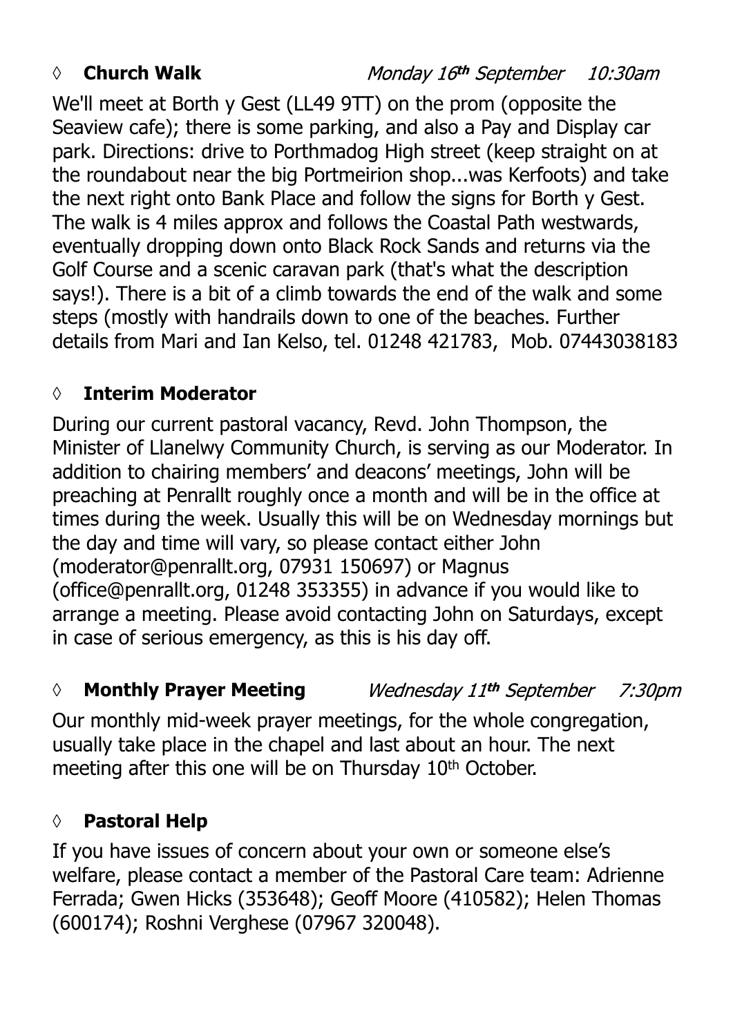◊ **Church Walk** *Monday 16th September 10:30am*

We'll meet at Borth y Gest (LL49 9TT) on the prom (opposite the Seaview cafe); there is some parking, and also a Pay and Display car park. Directions: drive to Porthmadog High street (keep straight on at the roundabout near the big Portmeirion shop...was Kerfoots) and take the next right onto Bank Place and follow the signs for Borth y Gest. The walk is 4 miles approx and follows the Coastal Path westwards, eventually dropping down onto Black Rock Sands and returns via the Golf Course and a scenic caravan park (that's what the description says!). There is a bit of a climb towards the end of the walk and some steps (mostly with handrails down to one of the beaches. Further details from Mari and Ian Kelso, tel. 01248 421783, Mob. 07443038183

◊ **Interim Moderator**

During our current pastoral vacancy, Revd. John Thompson, the Minister of Llanelwy Community Church, is serving as our Moderator. In addition to chairing members' and deacons' meetings, John will be preaching at Penrallt roughly once a month and will be in the office at times during the week. Usually this will be on Wednesday mornings but the day and time will vary, so please contact either John (moderator@penrallt.org, 07931 150697) or Magnus (office@penrallt.org, 01248 353355) in advance if you would like to arrange a meeting. Please avoid contacting John on Saturdays, except in case of serious emergency, as this is his day off.

◊ **Monthly Prayer Meeting** *Wednesday 11th September 7:30pm*

Our monthly mid-week prayer meetings, for the whole congregation, usually take place in the chapel and last about an hour. The next meeting after this one will be on Thursday 10th October.

◊ **Pastoral Help**

If you have issues of concern about your own or someone else's welfare, please contact a member of the Pastoral Care team: Adrienne Ferrada; Gwen Hicks (353648); Geoff Moore (410582); Helen Thomas (600174); Roshni Verghese (07967 320048).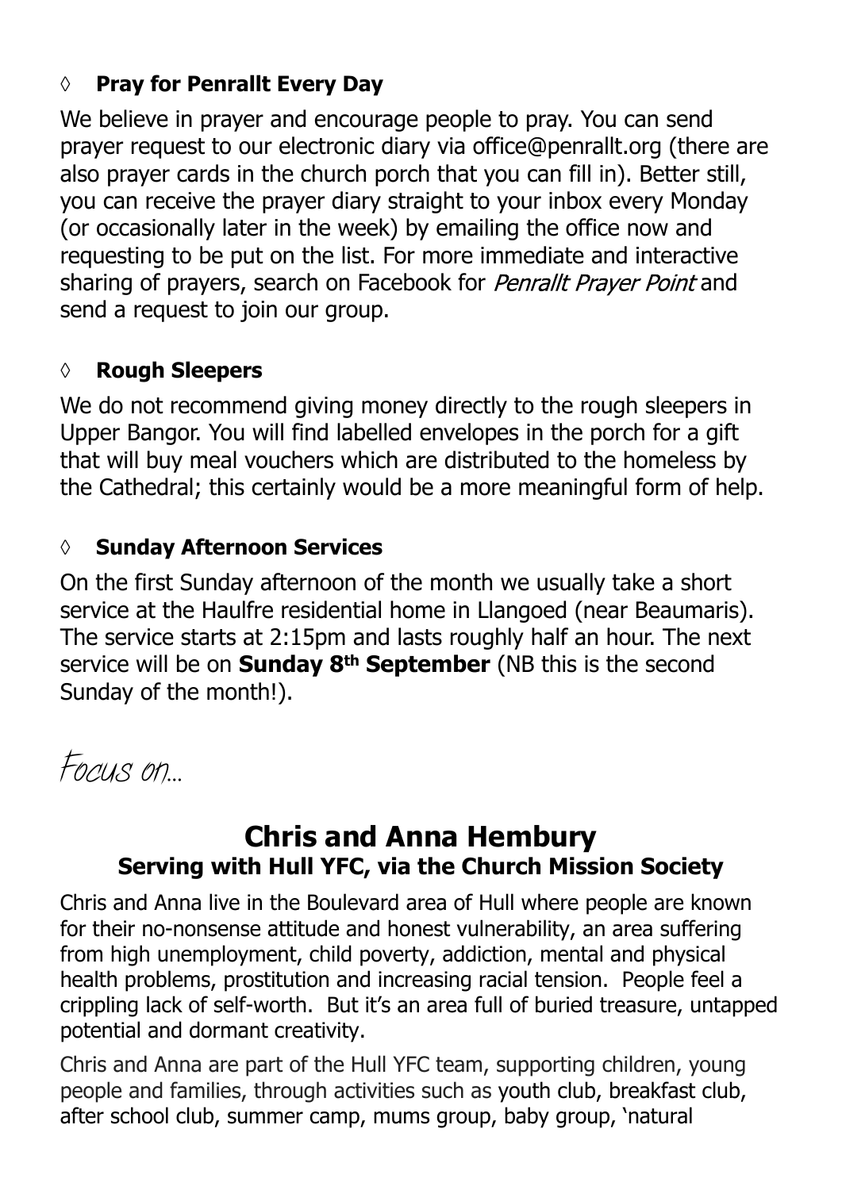- **Pray for Penrallt Every Day**

We believe in prayer and encourage people to pray. You can send prayer request to our electronic diary via office@penrallt.org (there are also prayer cards in the church porch that you can fill in). Better still, you can receive the prayer diary straight to your inbox every Monday (or occasionally later in the week) by emailing the office now and requesting to be put on the list. For more immediate and interactive sharing of prayers, search on Facebook for *Penrallt Prayer Point* and send a request to join our group.

- **Rough Sleepers**

We do not recommend giving money directly to the rough sleepers in Upper Bangor. You will find labelled envelopes in the porch for a gift that will buy meal vouchers which are distributed to the homeless by the Cathedral; this certainly would be a more meaningful form of help.

- **Sunday Afternoon Services**

On the first Sunday afternoon of the month we usually take a short service at the Haulfre residential home in Llangoed (near Beaumaris). The service starts at 2:15pm and lasts roughly half an hour. The next service will be on **Sunday 8th September** (NB this is the second Sunday of the month!).

# Focus on...

## Chris and Anna Hembury

### Serving with Hull YFC, via the Church Mission Society

Chris and Anna live in the Boulevard area of Hull where people are known for their no-nonsense attitude and honest vulnerability, an area suffering from high unemployment, child poverty, addiction, mental and physical health problems, prostitution and increasing racial tension. People feel a crippling lack of self-worth. But it's an area full of buried treasure, untapped potential and dormant creativity.

Chris and Anna are part of the Hull YFC team, supporting children, young people and families, through activities such as youth club, breakfast club, after school club, summer camp, mums group, baby group, 'natural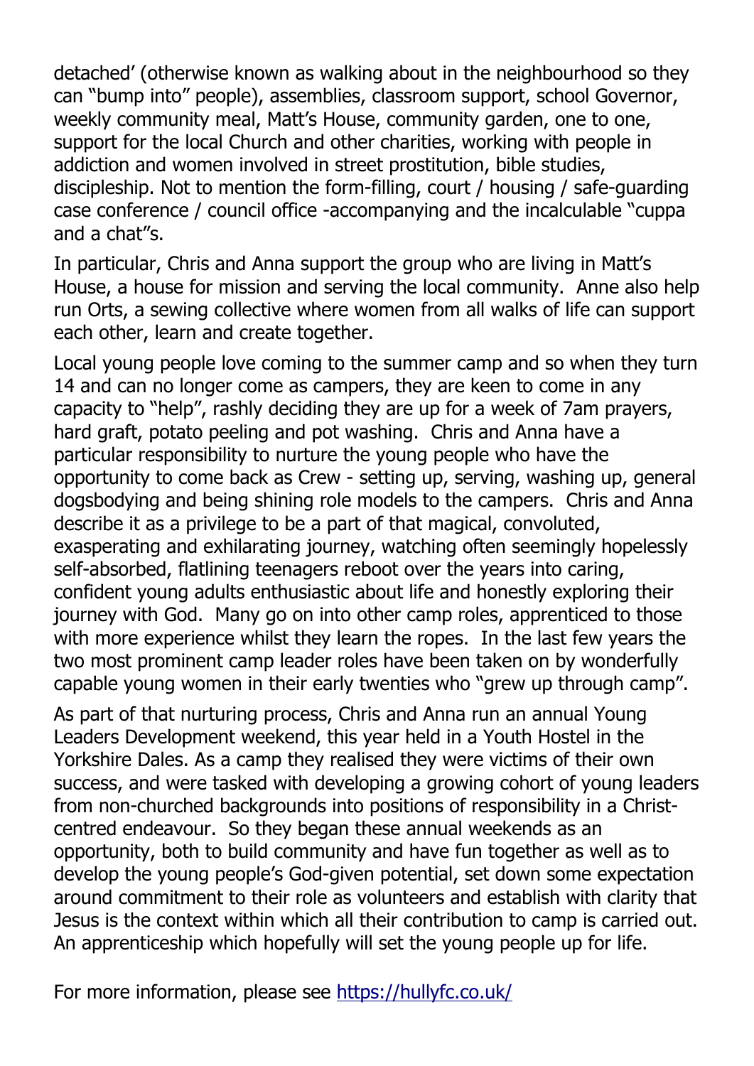detached' (otherwise known as walking about in the neighbourhood so they can "bump into" people), assemblies, classroom support, school Governor, weekly community meal, Matt's House, community garden, one to one, support for the local Church and other charities, working with people in addiction and women involved in street prostitution, bible studies, discipleship. Not to mention the form-filling, court / housing / safe-guarding case conference / council office -accompanying and the incalculable "cuppa and a chat"s.

In particular, Chris and Anna support the group who are living in Matt's House, a house for mission and serving the local community. Anne also help run Orts, a sewing collective where women from all walks of life can support each other, learn and create together.

Local young people love coming to the summer camp and so when they turn 14 and can no longer come as campers, they are keen to come in any capacity to "help", rashly deciding they are up for a week of 7am prayers, hard graft, potato peeling and pot washing. Chris and Anna have a particular responsibility to nurture the young people who have the opportunity to come back as Crew - setting up, serving, washing up, general dogsbodying and being shining role models to the campers. Chris and Anna describe it as a privilege to be a part of that magical, convoluted, exasperating and exhilarating journey, watching often seemingly hopelessly self-absorbed, flatlining teenagers reboot over the years into caring, confident young adults enthusiastic about life and honestly exploring their journey with God. Many go on into other camp roles, apprenticed to those with more experience whilst they learn the ropes. In the last few years the two most prominent camp leader roles have been taken on by wonderfully capable young women in their early twenties who "grew up through camp".

As part of that nurturing process, Chris and Anna run an annual Young Leaders Development weekend, this year held in a Youth Hostel in the Yorkshire Dales. As a camp they realised they were victims of their own success, and were tasked with developing a growing cohort of young leaders from non-churched backgrounds into positions of responsibility in a Christ-centred endeavour. So they began these annual weekends as an opportunity, both to build community and have fun together as well as to develop the young people's God-given potential, set down some expectation around commitment to their role as volunteers and establish with clarity that Jesus is the context within which all their contribution to camp is carried out. An apprenticeship which hopefully will set the young people up for life.

For more information, please see [https://hullyfc.co.uk/](https://hullyfc.co.uk/)